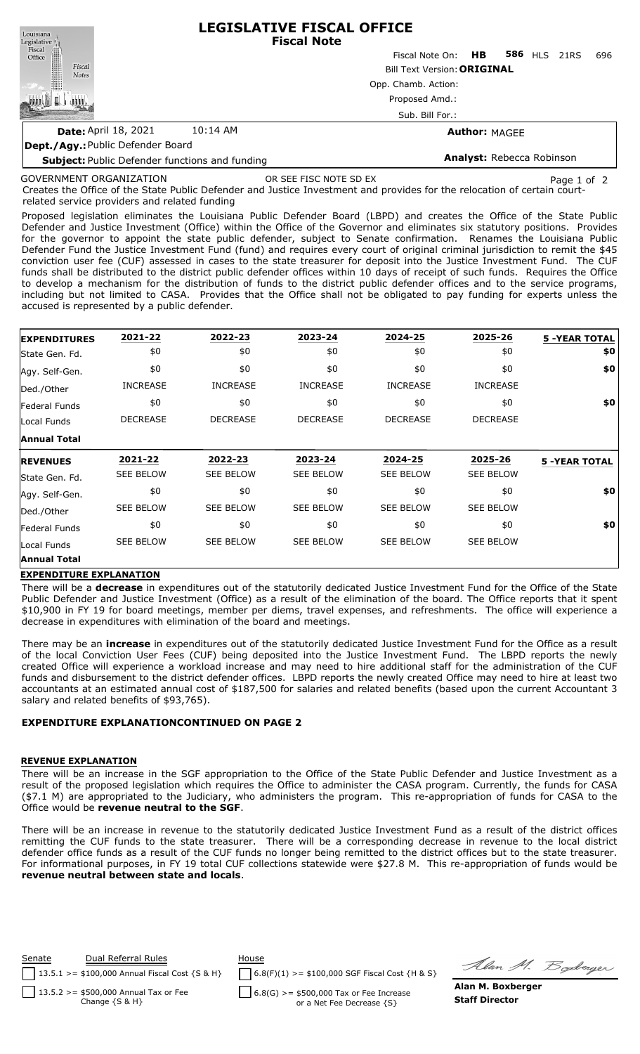# LEGISLATIVE FISCAL OFFICE
## Fiscal Note

Fiscal Note On: **HB 586** HLS 21RS 696

Bill Text Version: **ORIGINAL**

Opp. Chamb. Action:

Proposed Amd.:

Sub. Bill For.:

**Date:** April 18, 2021 10:14 AM

**Author:** MAGEE

**Dept./Agy.:** Public Defender Board

**Subject:** Public Defender functions and funding

**Analyst:** Rebecca Robinson

GOVERNMENT ORGANIZATION OR SEE FISC NOTE SD EX

Creates the Office of the State Public Defender and Justice Investment and provides for the relocation of certain court-related service providers and related funding

Proposed legislation eliminates the Louisiana Public Defender Board (LBPD) and creates the Office of the State Public Defender and Justice Investment (Office) within the Office of the Governor and eliminates six statutory positions. Provides for the governor to appoint the state public defender, subject to Senate confirmation. Renames the Louisiana Public Defender Fund the Justice Investment Fund (fund) and requires every court of original criminal jurisdiction to remit the $45 conviction user fee (CUF) assessed in cases to the state treasurer for deposit into the Justice Investment Fund. The CUF funds shall be distributed to the district public defender offices within 10 days of receipt of such funds. Requires the Office to develop a mechanism for the distribution of funds to the district public defender offices and to the service programs, including but not limited to CASA. Provides that the Office shall not be obligated to pay funding for experts unless the accused is represented by a public defender.

| **EXPENDITURES** | **2021-22** | **2022-23** | **2023-24** | **2024-25** | **2025-26** | **5 -YEAR TOTAL** |
|---|---|---|---|---|---|---|
| State Gen. Fd. | $0 | $0 | $0 | $0 | $0 | **$0** |
| Agy. Self-Gen. | $0 | $0 | $0 | $0 | $0 | **$0** |
| Ded./Other | INCREASE | INCREASE | INCREASE | INCREASE | INCREASE | |
| Federal Funds | $0 | $0 | $0 | $0 | $0 | **$0** |
| Local Funds | DECREASE | DECREASE | DECREASE | DECREASE | DECREASE | |
| **Annual Total** | | | | | | |
| **REVENUES** | **2021-22** | **2022-23** | **2023-24** | **2024-25** | **2025-26** | **5 -YEAR TOTAL** |
| State Gen. Fd. | SEE BELOW | SEE BELOW | SEE BELOW | SEE BELOW | SEE BELOW | |
| Agy. Self-Gen. | $0 | $0 | $0 | $0 | $0 | **$0** |
| Ded./Other | SEE BELOW | SEE BELOW | SEE BELOW | SEE BELOW | SEE BELOW | |
| Federal Funds | $0 | $0 | $0 | $0 | $0 | **$0** |
| Local Funds | SEE BELOW | SEE BELOW | SEE BELOW | SEE BELOW | SEE BELOW | |
| **Annual Total** | | | | | | |

**EXPENDITURE EXPLANATION**

There will be a **decrease** in expenditures out of the statutorily dedicated Justice Investment Fund for the Office of the State Public Defender and Justice Investment (Office) as a result of the elimination of the board. The Office reports that it spent $10,900 in FY 19 for board meetings, member per diems, travel expenses, and refreshments. The office will experience a decrease in expenditures with elimination of the board and meetings.

There may be an **increase** in expenditures out of the statutorily dedicated Justice Investment Fund for the Office as a result of the local Conviction User Fees (CUF) being deposited into the Justice Investment Fund. The LBPD reports the newly created Office will experience a workload increase and may need to hire additional staff for the administration of the CUF funds and disbursement to the district defender offices. LBPD reports the newly created Office may need to hire at least two accountants at an estimated annual cost of $187,500 for salaries and related benefits (based upon the current Accountant 3 salary and related benefits of $93,765).

**EXPENDITURE EXPLANATIONCONTINUED ON PAGE 2**

**REVENUE EXPLANATION**

There will be an increase in the SGF appropriation to the Office of the State Public Defender and Justice Investment as a result of the proposed legislation which requires the Office to administer the CASA program. Currently, the funds for CASA ($7.1 M) are appropriated to the Judiciary, who administers the program. This re-appropriation of funds for CASA to the Office would be **revenue neutral to the SGF**.

There will be an increase in revenue to the statutorily dedicated Justice Investment Fund as a result of the district offices remitting the CUF funds to the state treasurer. There will be a corresponding decrease in revenue to the local district defender office funds as a result of the CUF funds no longer being remitted to the district offices but to the state treasurer. For informational purposes, in FY 19 total CUF collections statewide were $27.8 M. This re-appropriation of funds would be **revenue neutral between state and locals**.

| Senate | Dual Referral Rules | House |
|---|---|---|
| ☐ | 13.5.1 >= $100,000 Annual Fiscal Cost {S & H} | ☐ 6.8(F)(1) >= $100,000 SGF Fiscal Cost {H & S} |
| ☐ | 13.5.2 >= $500,000 Annual Tax or Fee Change {S & H} | ☐ 6.8(G) >= $500,000 Tax or Fee Increase or a Net Fee Decrease {S} |

**Alan M. Boxberger**
**Staff Director**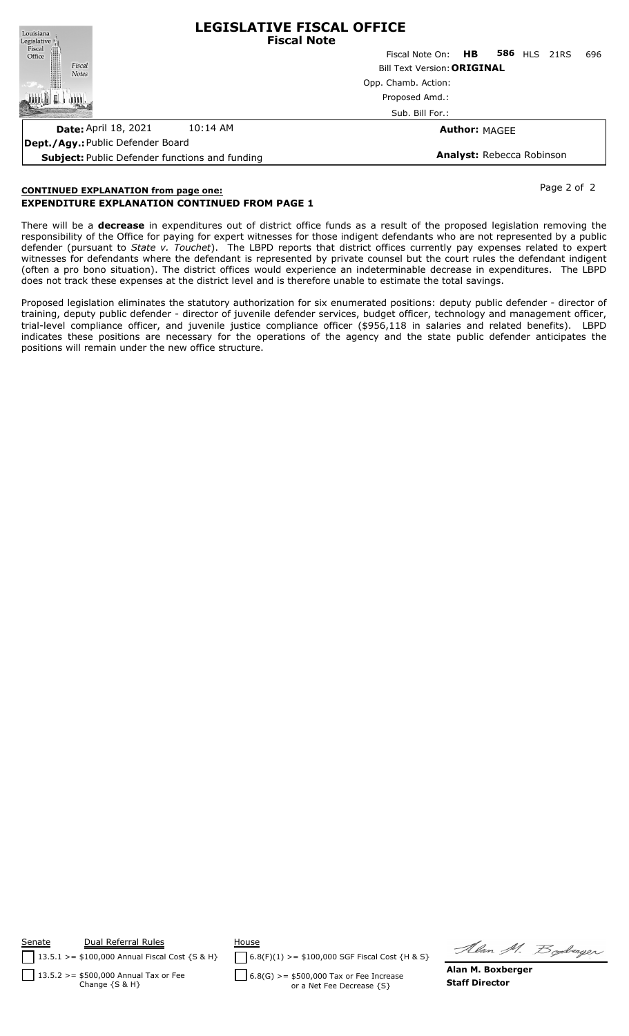# LEGISLATIVE FISCAL OFFICE

**Fiscal Note**

Fiscal Note On: **HB 586** HLS 21RS 696

Bill Text Version: **ORIGINAL**

Opp. Chamb. Action:

Proposed Amd.:

Sub. Bill For.:

**Date:** April 18, 2021 10:14 AM

**Author:** MAGEE

**Dept./Agy.:** Public Defender Board

**Subject:** Public Defender functions and funding

**Analyst:** Rebecca Robinson

## CONTINUED EXPLANATION from page one:

## EXPENDITURE EXPLANATION CONTINUED FROM PAGE 1

There will be a **decrease** in expenditures out of district office funds as a result of the proposed legislation removing the responsibility of the Office for paying for expert witnesses for those indigent defendants who are not represented by a public defender (pursuant to *State v. Touchet*). The LBPD reports that district offices currently pay expenses related to expert witnesses for defendants where the defendant is represented by private counsel but the court rules the defendant indigent (often a pro bono situation). The district offices would experience an indeterminable decrease in expenditures. The LBPD does not track these expenses at the district level and is therefore unable to estimate the total savings.

Proposed legislation eliminates the statutory authorization for six enumerated positions: deputy public defender - director of training, deputy public defender - director of juvenile defender services, budget officer, technology and management officer, trial-level compliance officer, and juvenile justice compliance officer ($956,118 in salaries and related benefits). LBPD indicates these positions are necessary for the operations of the agency and the state public defender anticipates the positions will remain under the new office structure.

| Senate | Dual Referral Rules | House |
|---|---|---|
| ☐ 13.5.1 >= $100,000 Annual Fiscal Cost {S & H} | | ☐ 6.8(F)(1) >= $100,000 SGF Fiscal Cost {H & S} |
| ☐ 13.5.2 >= $500,000 Annual Tax or Fee Change {S & H} | | ☐ 6.8(G) >= $500,000 Tax or Fee Increase or a Net Fee Decrease {S} |

**Alan M. Boxberger**
**Staff Director**